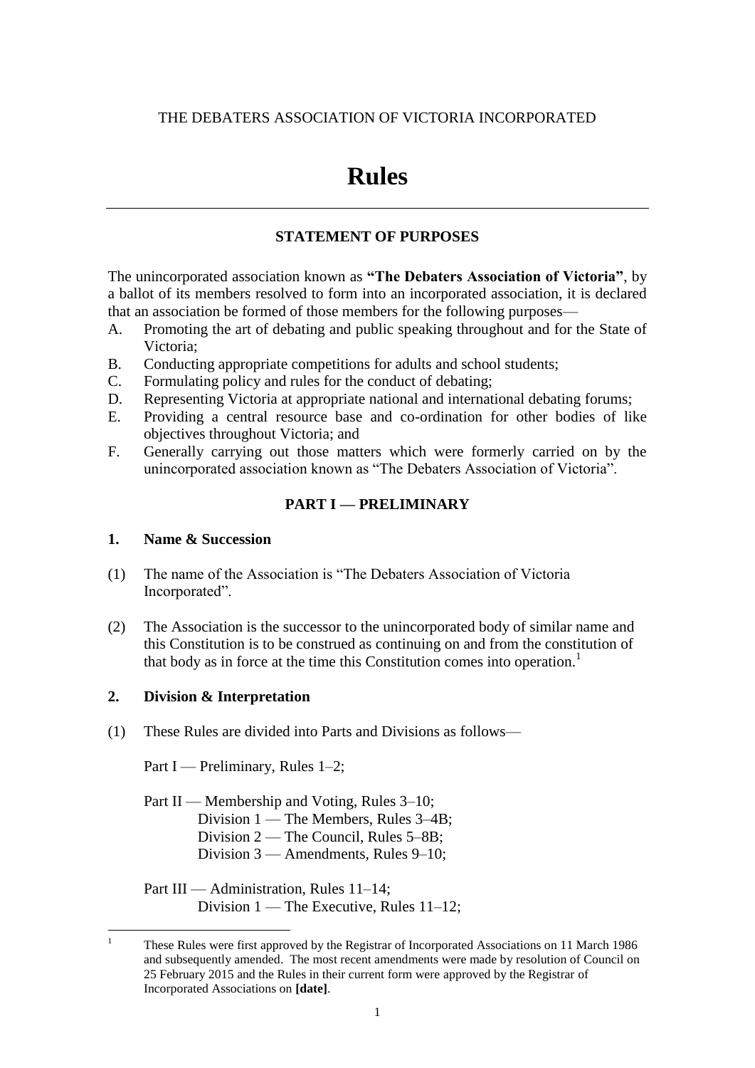THE DEBATERS ASSOCIATION OF VICTORIA INCORPORATED

# Rules

---

## STATEMENT OF PURPOSES

The unincorporated association known as **"The Debaters Association of Victoria"**, by a ballot of its members resolved to form into an incorporated association, it is declared that an association be formed of those members for the following purposes—

A. Promoting the art of debating and public speaking throughout and for the State of Victoria;
B. Conducting appropriate competitions for adults and school students;
C. Formulating policy and rules for the conduct of debating;
D. Representing Victoria at appropriate national and international debating forums;
E. Providing a central resource base and co-ordination for other bodies of like objectives throughout Victoria; and
F. Generally carrying out those matters which were formerly carried on by the unincorporated association known as "The Debaters Association of Victoria".

## PART I — PRELIMINARY

### 1. Name & Succession

(1) The name of the Association is "The Debaters Association of Victoria Incorporated".

(2) The Association is the successor to the unincorporated body of similar name and this Constitution is to be construed as continuing on and from the constitution of that body as in force at the time this Constitution comes into operation.[1]

### 2. Division & Interpretation

(1) These Rules are divided into Parts and Divisions as follows—

Part I — Preliminary, Rules 1–2;

Part II — Membership and Voting, Rules 3–10;
  Division 1 — The Members, Rules 3–4B;
  Division 2 — The Council, Rules 5–8B;
  Division 3 — Amendments, Rules 9–10;

Part III — Administration, Rules 11–14;
  Division 1 — The Executive, Rules 11–12;

---

[1] These Rules were first approved by the Registrar of Incorporated Associations on 11 March 1986 and subsequently amended. The most recent amendments were made by resolution of Council on 25 February 2015 and the Rules in their current form were approved by the Registrar of Incorporated Associations on **[date]**.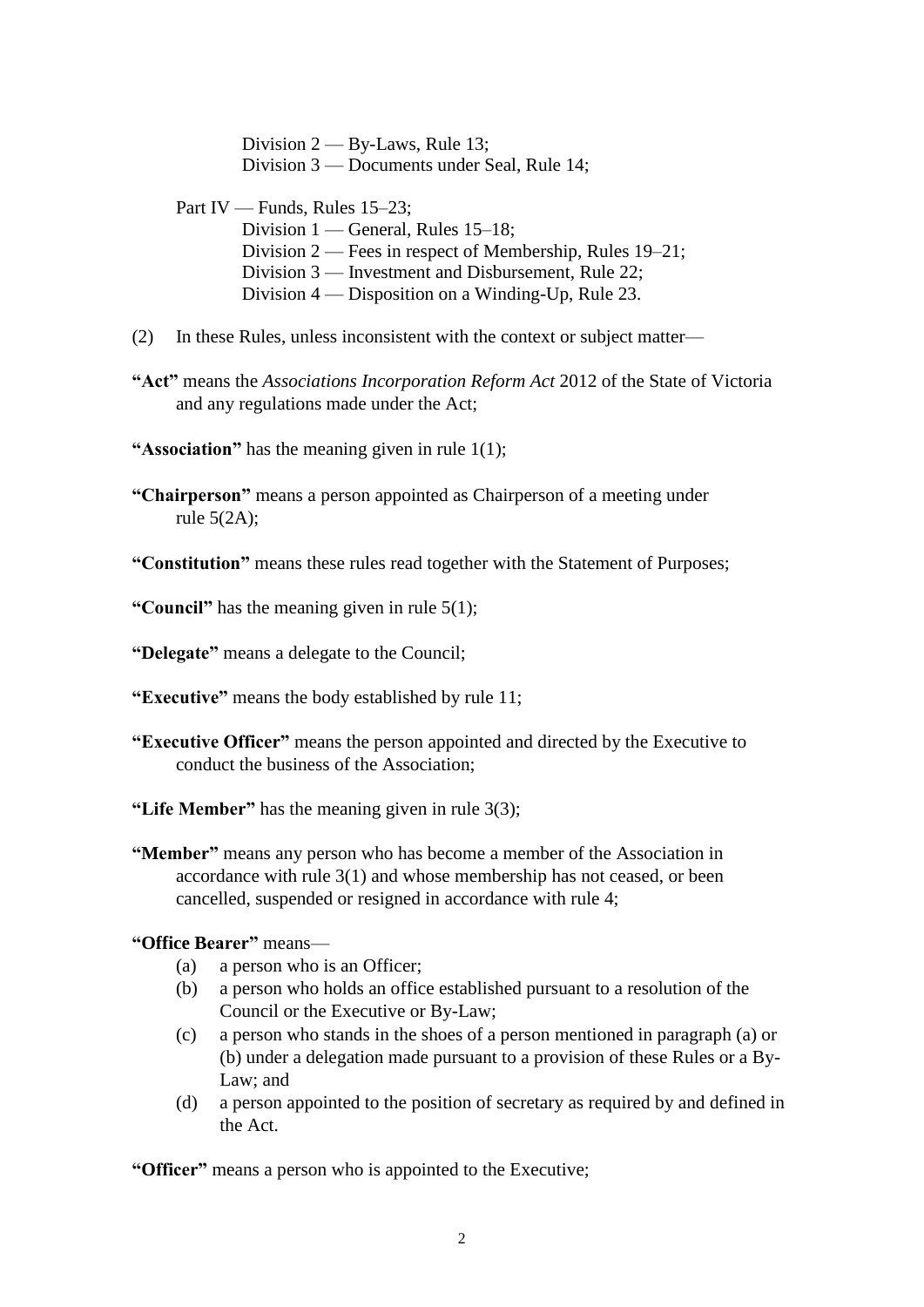Division 2 — By-Laws, Rule 13;
Division 3 — Documents under Seal, Rule 14;

Part IV — Funds, Rules 15–23;
Division 1 — General, Rules 15–18;
Division 2 — Fees in respect of Membership, Rules 19–21;
Division 3 — Investment and Disbursement, Rule 22;
Division 4 — Disposition on a Winding-Up, Rule 23.

(2) In these Rules, unless inconsistent with the context or subject matter—

**"Act"** means the *Associations Incorporation Reform Act* 2012 of the State of Victoria and any regulations made under the Act;

**"Association"** has the meaning given in rule 1(1);

**"Chairperson"** means a person appointed as Chairperson of a meeting under rule 5(2A);

**"Constitution"** means these rules read together with the Statement of Purposes;

**"Council"** has the meaning given in rule 5(1);

**"Delegate"** means a delegate to the Council;

**"Executive"** means the body established by rule 11;

**"Executive Officer"** means the person appointed and directed by the Executive to conduct the business of the Association;

**"Life Member"** has the meaning given in rule 3(3);

**"Member"** means any person who has become a member of the Association in accordance with rule 3(1) and whose membership has not ceased, or been cancelled, suspended or resigned in accordance with rule 4;

**"Office Bearer"** means—

(a) a person who is an Officer;
(b) a person who holds an office established pursuant to a resolution of the Council or the Executive or By-Law;
(c) a person who stands in the shoes of a person mentioned in paragraph (a) or (b) under a delegation made pursuant to a provision of these Rules or a By-Law; and
(d) a person appointed to the position of secretary as required by and defined in the Act.

**"Officer"** means a person who is appointed to the Executive;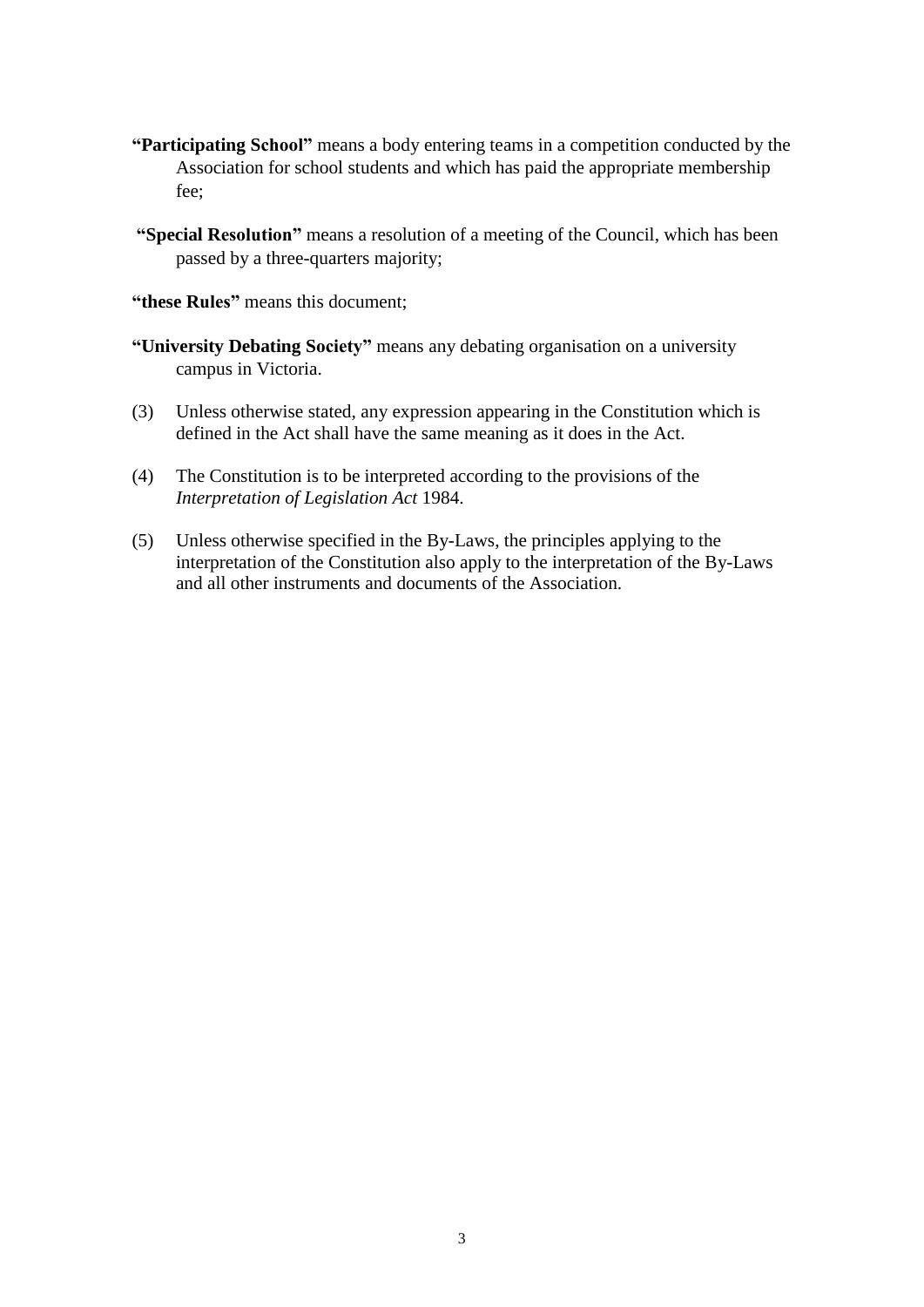**"Participating School"** means a body entering teams in a competition conducted by the Association for school students and which has paid the appropriate membership fee;

**"Special Resolution"** means a resolution of a meeting of the Council, which has been passed by a three-quarters majority;

**"these Rules"** means this document;

**"University Debating Society"** means any debating organisation on a university campus in Victoria.

(3) Unless otherwise stated, any expression appearing in the Constitution which is defined in the Act shall have the same meaning as it does in the Act.

(4) The Constitution is to be interpreted according to the provisions of the *Interpretation of Legislation Act* 1984.

(5) Unless otherwise specified in the By-Laws, the principles applying to the interpretation of the Constitution also apply to the interpretation of the By-Laws and all other instruments and documents of the Association.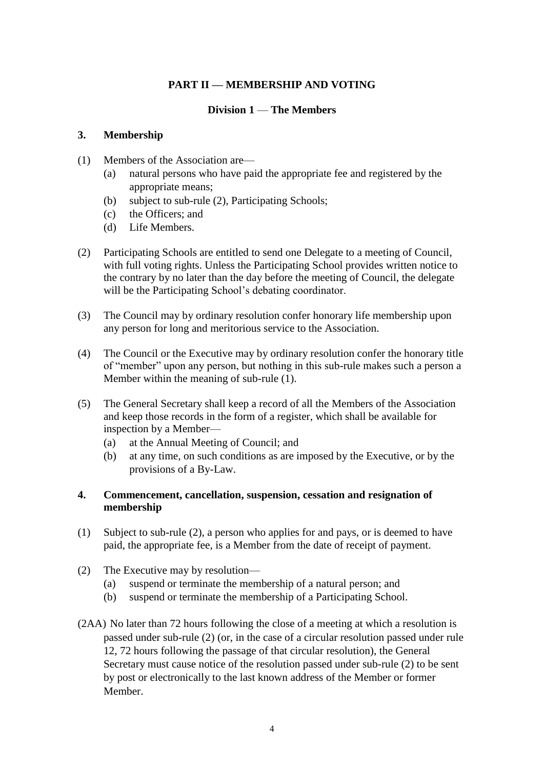## PART II — MEMBERSHIP AND VOTING

### Division 1 — The Members

### 3. Membership

(1) Members of the Association are—
  (a) natural persons who have paid the appropriate fee and registered by the appropriate means;
  (b) subject to sub-rule (2), Participating Schools;
  (c) the Officers; and
  (d) Life Members.

(2) Participating Schools are entitled to send one Delegate to a meeting of Council, with full voting rights. Unless the Participating School provides written notice to the contrary by no later than the day before the meeting of Council, the delegate will be the Participating School's debating coordinator.

(3) The Council may by ordinary resolution confer honorary life membership upon any person for long and meritorious service to the Association.

(4) The Council or the Executive may by ordinary resolution confer the honorary title of "member" upon any person, but nothing in this sub-rule makes such a person a Member within the meaning of sub-rule (1).

(5) The General Secretary shall keep a record of all the Members of the Association and keep those records in the form of a register, which shall be available for inspection by a Member—
  (a) at the Annual Meeting of Council; and
  (b) at any time, on such conditions as are imposed by the Executive, or by the provisions of a By-Law.

### 4. Commencement, cancellation, suspension, cessation and resignation of membership

(1) Subject to sub-rule (2), a person who applies for and pays, or is deemed to have paid, the appropriate fee, is a Member from the date of receipt of payment.

(2) The Executive may by resolution—
  (a) suspend or terminate the membership of a natural person; and
  (b) suspend or terminate the membership of a Participating School.

(2AA) No later than 72 hours following the close of a meeting at which a resolution is passed under sub-rule (2) (or, in the case of a circular resolution passed under rule 12, 72 hours following the passage of that circular resolution), the General Secretary must cause notice of the resolution passed under sub-rule (2) to be sent by post or electronically to the last known address of the Member or former Member.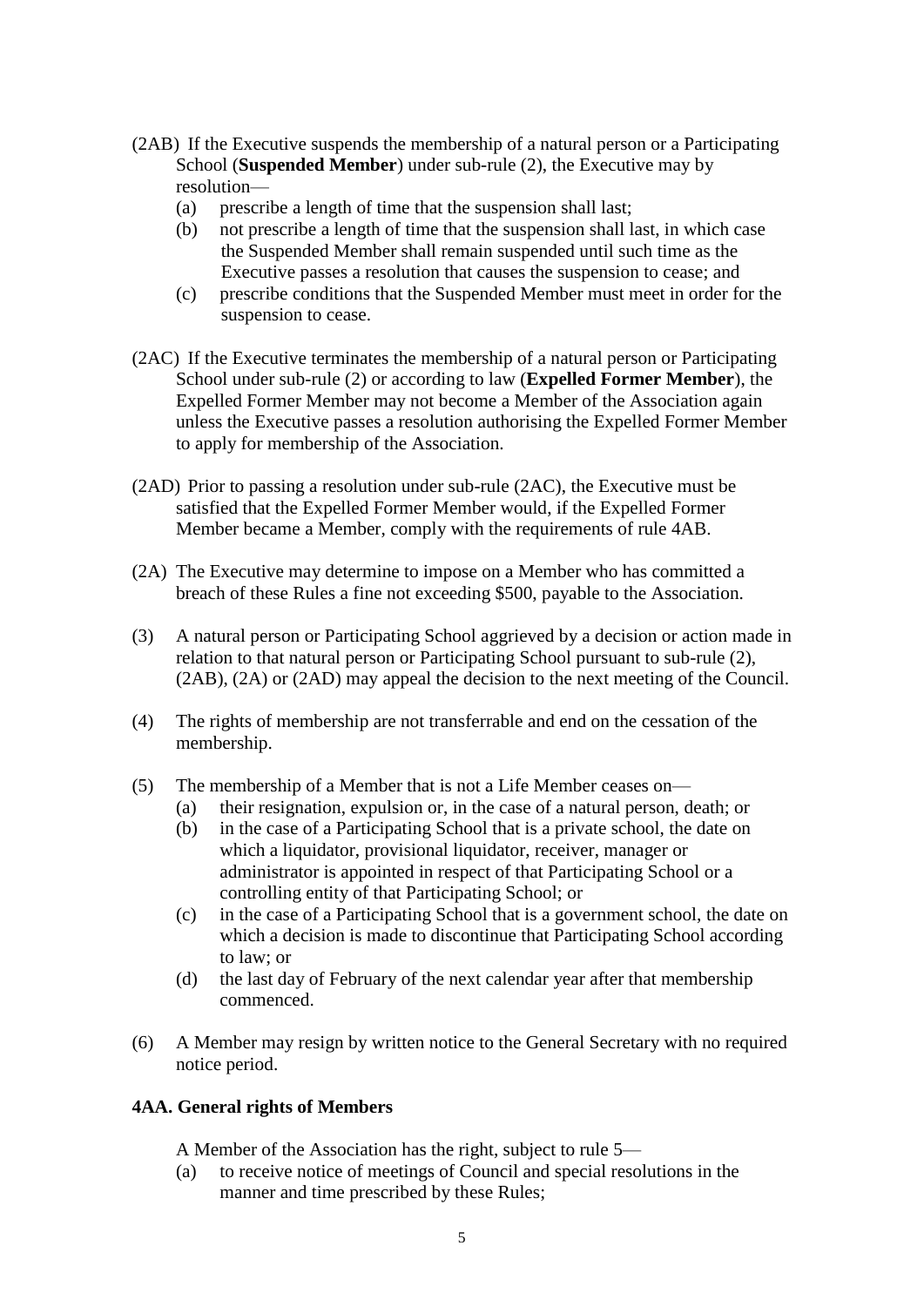(2AB) If the Executive suspends the membership of a natural person or a Participating School (**Suspended Member**) under sub-rule (2), the Executive may by resolution—

(a) prescribe a length of time that the suspension shall last;

(b) not prescribe a length of time that the suspension shall last, in which case the Suspended Member shall remain suspended until such time as the Executive passes a resolution that causes the suspension to cease; and

(c) prescribe conditions that the Suspended Member must meet in order for the suspension to cease.

(2AC) If the Executive terminates the membership of a natural person or Participating School under sub-rule (2) or according to law (**Expelled Former Member**), the Expelled Former Member may not become a Member of the Association again unless the Executive passes a resolution authorising the Expelled Former Member to apply for membership of the Association.

(2AD) Prior to passing a resolution under sub-rule (2AC), the Executive must be satisfied that the Expelled Former Member would, if the Expelled Former Member became a Member, comply with the requirements of rule 4AB.

(2A) The Executive may determine to impose on a Member who has committed a breach of these Rules a fine not exceeding $500, payable to the Association.

(3) A natural person or Participating School aggrieved by a decision or action made in relation to that natural person or Participating School pursuant to sub-rule (2), (2AB), (2A) or (2AD) may appeal the decision to the next meeting of the Council.

(4) The rights of membership are not transferrable and end on the cessation of the membership.

(5) The membership of a Member that is not a Life Member ceases on—

(a) their resignation, expulsion or, in the case of a natural person, death; or

(b) in the case of a Participating School that is a private school, the date on which a liquidator, provisional liquidator, receiver, manager or administrator is appointed in respect of that Participating School or a controlling entity of that Participating School; or

(c) in the case of a Participating School that is a government school, the date on which a decision is made to discontinue that Participating School according to law; or

(d) the last day of February of the next calendar year after that membership commenced.

(6) A Member may resign by written notice to the General Secretary with no required notice period.

### 4AA. General rights of Members

A Member of the Association has the right, subject to rule 5—

(a) to receive notice of meetings of Council and special resolutions in the manner and time prescribed by these Rules;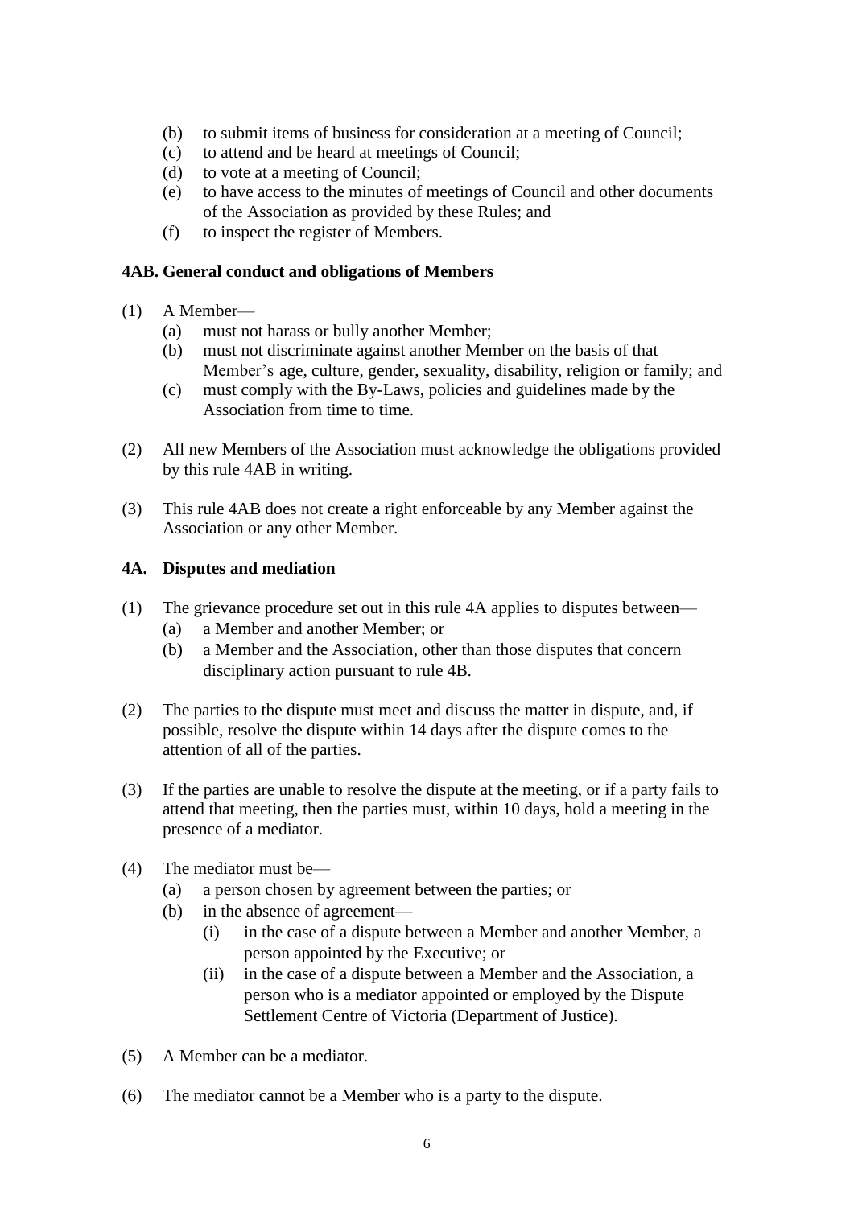(b) to submit items of business for consideration at a meeting of Council;
(c) to attend and be heard at meetings of Council;
(d) to vote at a meeting of Council;
(e) to have access to the minutes of meetings of Council and other documents of the Association as provided by these Rules; and
(f) to inspect the register of Members.

**4AB. General conduct and obligations of Members**

(1) A Member—
  (a) must not harass or bully another Member;
  (b) must not discriminate against another Member on the basis of that Member's age, culture, gender, sexuality, disability, religion or family; and
  (c) must comply with the By-Laws, policies and guidelines made by the Association from time to time.

(2) All new Members of the Association must acknowledge the obligations provided by this rule 4AB in writing.

(3) This rule 4AB does not create a right enforceable by any Member against the Association or any other Member.

**4A. Disputes and mediation**

(1) The grievance procedure set out in this rule 4A applies to disputes between—
  (a) a Member and another Member; or
  (b) a Member and the Association, other than those disputes that concern disciplinary action pursuant to rule 4B.

(2) The parties to the dispute must meet and discuss the matter in dispute, and, if possible, resolve the dispute within 14 days after the dispute comes to the attention of all of the parties.

(3) If the parties are unable to resolve the dispute at the meeting, or if a party fails to attend that meeting, then the parties must, within 10 days, hold a meeting in the presence of a mediator.

(4) The mediator must be—
  (a) a person chosen by agreement between the parties; or
  (b) in the absence of agreement—
    (i) in the case of a dispute between a Member and another Member, a person appointed by the Executive; or
    (ii) in the case of a dispute between a Member and the Association, a person who is a mediator appointed or employed by the Dispute Settlement Centre of Victoria (Department of Justice).

(5) A Member can be a mediator.

(6) The mediator cannot be a Member who is a party to the dispute.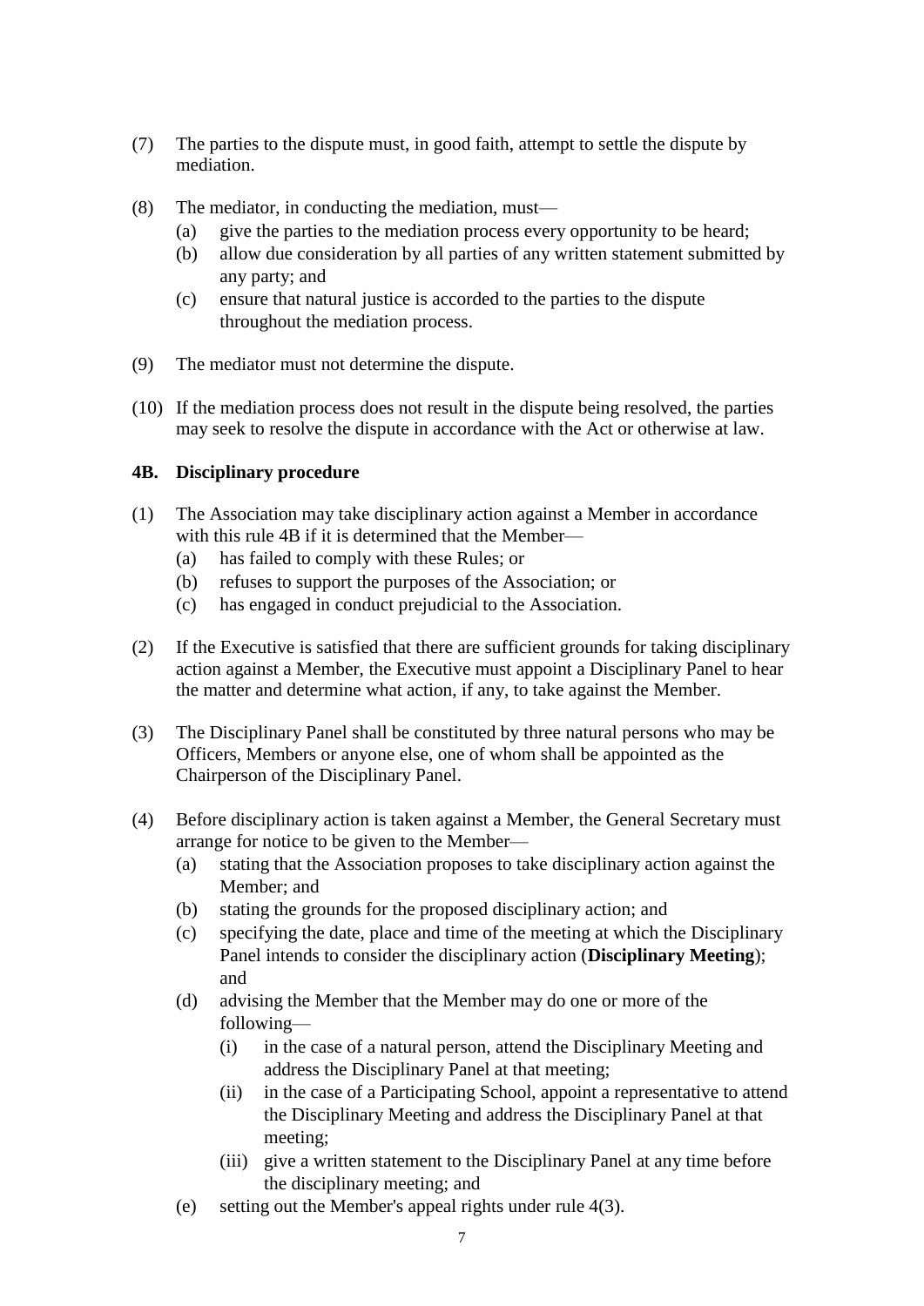(7) The parties to the dispute must, in good faith, attempt to settle the dispute by mediation.

(8) The mediator, in conducting the mediation, must—
   (a) give the parties to the mediation process every opportunity to be heard;
   (b) allow due consideration by all parties of any written statement submitted by any party; and
   (c) ensure that natural justice is accorded to the parties to the dispute throughout the mediation process.

(9) The mediator must not determine the dispute.

(10) If the mediation process does not result in the dispute being resolved, the parties may seek to resolve the dispute in accordance with the Act or otherwise at law.

**4B. Disciplinary procedure**

(1) The Association may take disciplinary action against a Member in accordance with this rule 4B if it is determined that the Member—
   (a) has failed to comply with these Rules; or
   (b) refuses to support the purposes of the Association; or
   (c) has engaged in conduct prejudicial to the Association.

(2) If the Executive is satisfied that there are sufficient grounds for taking disciplinary action against a Member, the Executive must appoint a Disciplinary Panel to hear the matter and determine what action, if any, to take against the Member.

(3) The Disciplinary Panel shall be constituted by three natural persons who may be Officers, Members or anyone else, one of whom shall be appointed as the Chairperson of the Disciplinary Panel.

(4) Before disciplinary action is taken against a Member, the General Secretary must arrange for notice to be given to the Member—
   (a) stating that the Association proposes to take disciplinary action against the Member; and
   (b) stating the grounds for the proposed disciplinary action; and
   (c) specifying the date, place and time of the meeting at which the Disciplinary Panel intends to consider the disciplinary action (**Disciplinary Meeting**); and
   (d) advising the Member that the Member may do one or more of the following—
      (i) in the case of a natural person, attend the Disciplinary Meeting and address the Disciplinary Panel at that meeting;
      (ii) in the case of a Participating School, appoint a representative to attend the Disciplinary Meeting and address the Disciplinary Panel at that meeting;
      (iii) give a written statement to the Disciplinary Panel at any time before the disciplinary meeting; and
   (e) setting out the Member's appeal rights under rule 4(3).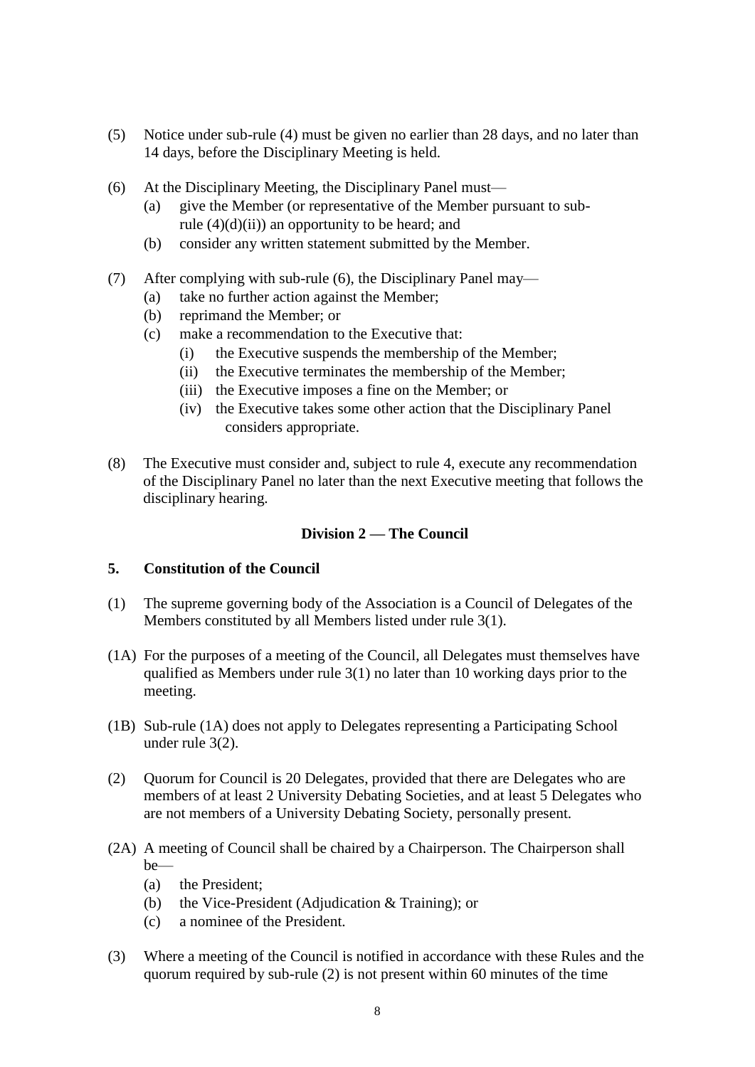(5) Notice under sub-rule (4) must be given no earlier than 28 days, and no later than 14 days, before the Disciplinary Meeting is held.

(6) At the Disciplinary Meeting, the Disciplinary Panel must—
   (a) give the Member (or representative of the Member pursuant to sub-rule (4)(d)(ii)) an opportunity to be heard; and
   (b) consider any written statement submitted by the Member.

(7) After complying with sub-rule (6), the Disciplinary Panel may—
   (a) take no further action against the Member;
   (b) reprimand the Member; or
   (c) make a recommendation to the Executive that:
      (i) the Executive suspends the membership of the Member;
      (ii) the Executive terminates the membership of the Member;
      (iii) the Executive imposes a fine on the Member; or
      (iv) the Executive takes some other action that the Disciplinary Panel considers appropriate.

(8) The Executive must consider and, subject to rule 4, execute any recommendation of the Disciplinary Panel no later than the next Executive meeting that follows the disciplinary hearing.

## Division 2 — The Council

### 5. Constitution of the Council

(1) The supreme governing body of the Association is a Council of Delegates of the Members constituted by all Members listed under rule 3(1).

(1A) For the purposes of a meeting of the Council, all Delegates must themselves have qualified as Members under rule 3(1) no later than 10 working days prior to the meeting.

(1B) Sub-rule (1A) does not apply to Delegates representing a Participating School under rule 3(2).

(2) Quorum for Council is 20 Delegates, provided that there are Delegates who are members of at least 2 University Debating Societies, and at least 5 Delegates who are not members of a University Debating Society, personally present.

(2A) A meeting of Council shall be chaired by a Chairperson. The Chairperson shall be—
   (a) the President;
   (b) the Vice-President (Adjudication & Training); or
   (c) a nominee of the President.

(3) Where a meeting of the Council is notified in accordance with these Rules and the quorum required by sub-rule (2) is not present within 60 minutes of the time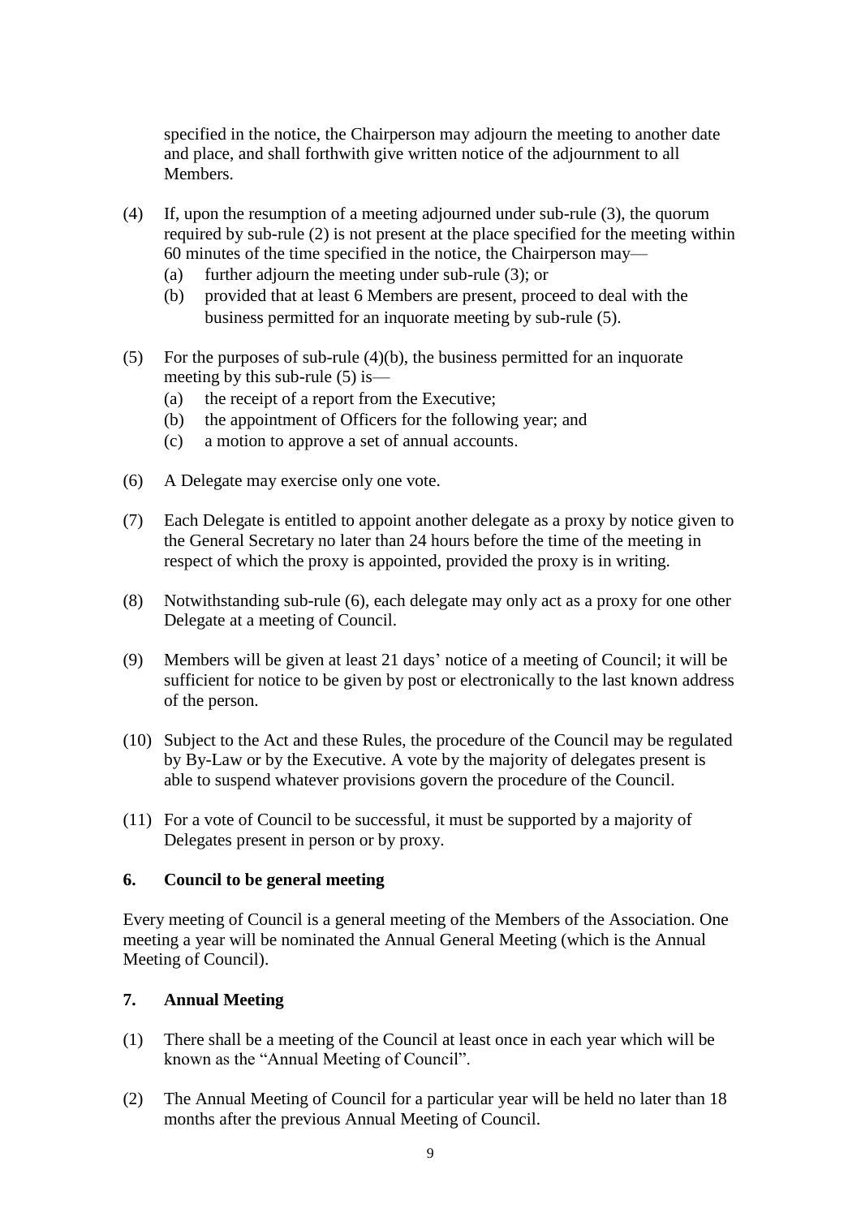specified in the notice, the Chairperson may adjourn the meeting to another date and place, and shall forthwith give written notice of the adjournment to all Members.

(4) If, upon the resumption of a meeting adjourned under sub-rule (3), the quorum required by sub-rule (2) is not present at the place specified for the meeting within 60 minutes of the time specified in the notice, the Chairperson may—
   (a) further adjourn the meeting under sub-rule (3); or
   (b) provided that at least 6 Members are present, proceed to deal with the business permitted for an inquorate meeting by sub-rule (5).

(5) For the purposes of sub-rule (4)(b), the business permitted for an inquorate meeting by this sub-rule (5) is—
   (a) the receipt of a report from the Executive;
   (b) the appointment of Officers for the following year; and
   (c) a motion to approve a set of annual accounts.

(6) A Delegate may exercise only one vote.

(7) Each Delegate is entitled to appoint another delegate as a proxy by notice given to the General Secretary no later than 24 hours before the time of the meeting in respect of which the proxy is appointed, provided the proxy is in writing.

(8) Notwithstanding sub-rule (6), each delegate may only act as a proxy for one other Delegate at a meeting of Council.

(9) Members will be given at least 21 days' notice of a meeting of Council; it will be sufficient for notice to be given by post or electronically to the last known address of the person.

(10) Subject to the Act and these Rules, the procedure of the Council may be regulated by By-Law or by the Executive. A vote by the majority of delegates present is able to suspend whatever provisions govern the procedure of the Council.

(11) For a vote of Council to be successful, it must be supported by a majority of Delegates present in person or by proxy.

### 6. Council to be general meeting

Every meeting of Council is a general meeting of the Members of the Association. One meeting a year will be nominated the Annual General Meeting (which is the Annual Meeting of Council).

### 7. Annual Meeting

(1) There shall be a meeting of the Council at least once in each year which will be known as the "Annual Meeting of Council".

(2) The Annual Meeting of Council for a particular year will be held no later than 18 months after the previous Annual Meeting of Council.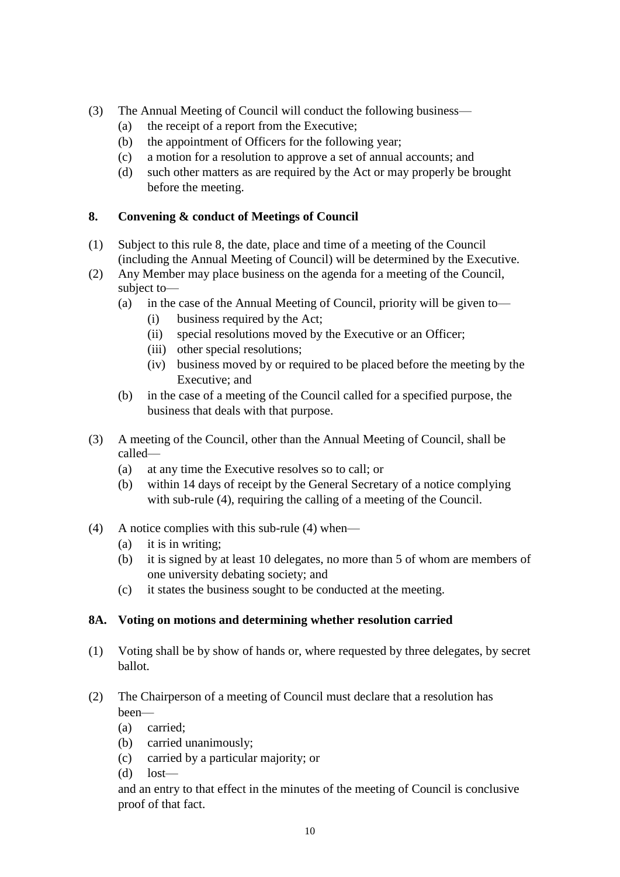(3) The Annual Meeting of Council will conduct the following business—

- (a) the receipt of a report from the Executive;
- (b) the appointment of Officers for the following year;
- (c) a motion for a resolution to approve a set of annual accounts; and
- (d) such other matters as are required by the Act or may properly be brought before the meeting.

### 8. Convening & conduct of Meetings of Council

(1) Subject to this rule 8, the date, place and time of a meeting of the Council (including the Annual Meeting of Council) will be determined by the Executive.

(2) Any Member may place business on the agenda for a meeting of the Council, subject to—

- (a) in the case of the Annual Meeting of Council, priority will be given to—
  - (i) business required by the Act;
  - (ii) special resolutions moved by the Executive or an Officer;
  - (iii) other special resolutions;
  - (iv) business moved by or required to be placed before the meeting by the Executive; and
- (b) in the case of a meeting of the Council called for a specified purpose, the business that deals with that purpose.

(3) A meeting of the Council, other than the Annual Meeting of Council, shall be called—

- (a) at any time the Executive resolves so to call; or
- (b) within 14 days of receipt by the General Secretary of a notice complying with sub-rule (4), requiring the calling of a meeting of the Council.

(4) A notice complies with this sub-rule (4) when—

- (a) it is in writing;
- (b) it is signed by at least 10 delegates, no more than 5 of whom are members of one university debating society; and
- (c) it states the business sought to be conducted at the meeting.

### 8A. Voting on motions and determining whether resolution carried

(1) Voting shall be by show of hands or, where requested by three delegates, by secret ballot.

(2) The Chairperson of a meeting of Council must declare that a resolution has been—

- (a) carried;
- (b) carried unanimously;
- (c) carried by a particular majority; or
- (d) lost—

and an entry to that effect in the minutes of the meeting of Council is conclusive proof of that fact.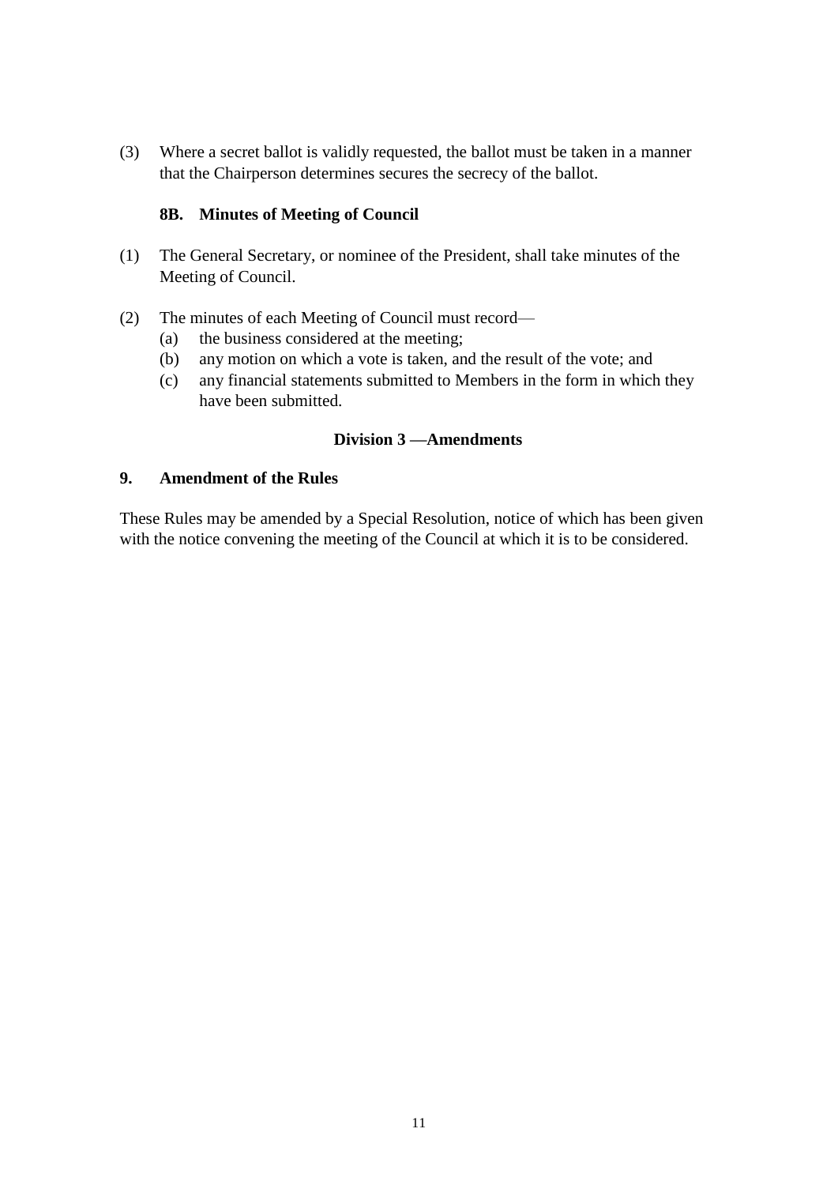(3) Where a secret ballot is validly requested, the ballot must be taken in a manner that the Chairperson determines secures the secrecy of the ballot.

### 8B. Minutes of Meeting of Council

(1) The General Secretary, or nominee of the President, shall take minutes of the Meeting of Council.

(2) The minutes of each Meeting of Council must record—
  - (a) the business considered at the meeting;
  - (b) any motion on which a vote is taken, and the result of the vote; and
  - (c) any financial statements submitted to Members in the form in which they have been submitted.

## Division 3 —Amendments

### 9. Amendment of the Rules

These Rules may be amended by a Special Resolution, notice of which has been given with the notice convening the meeting of the Council at which it is to be considered.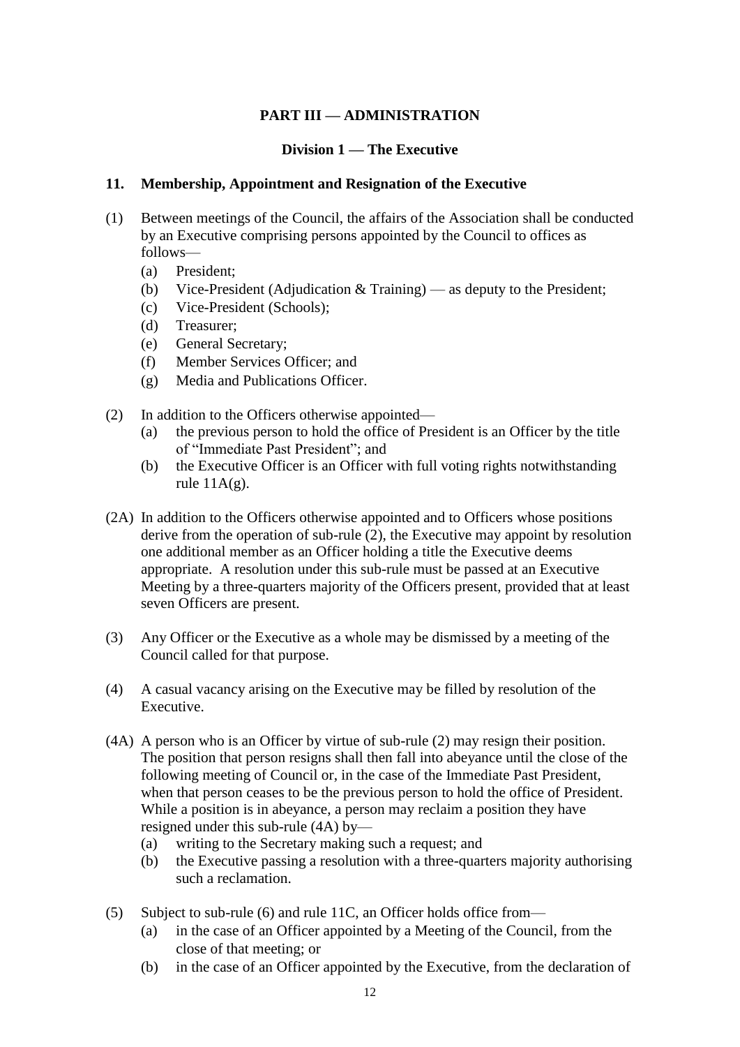## PART III — ADMINISTRATION

### Division 1 — The Executive

**11. Membership, Appointment and Resignation of the Executive**

(1) Between meetings of the Council, the affairs of the Association shall be conducted by an Executive comprising persons appointed by the Council to offices as follows—

  (a) President;
  (b) Vice-President (Adjudication & Training) — as deputy to the President;
  (c) Vice-President (Schools);
  (d) Treasurer;
  (e) General Secretary;
  (f) Member Services Officer; and
  (g) Media and Publications Officer.

(2) In addition to the Officers otherwise appointed—

  (a) the previous person to hold the office of President is an Officer by the title of "Immediate Past President"; and
  (b) the Executive Officer is an Officer with full voting rights notwithstanding rule 11A(g).

(2A) In addition to the Officers otherwise appointed and to Officers whose positions derive from the operation of sub-rule (2), the Executive may appoint by resolution one additional member as an Officer holding a title the Executive deems appropriate. A resolution under this sub-rule must be passed at an Executive Meeting by a three-quarters majority of the Officers present, provided that at least seven Officers are present.

(3) Any Officer or the Executive as a whole may be dismissed by a meeting of the Council called for that purpose.

(4) A casual vacancy arising on the Executive may be filled by resolution of the Executive.

(4A) A person who is an Officer by virtue of sub-rule (2) may resign their position. The position that person resigns shall then fall into abeyance until the close of the following meeting of Council or, in the case of the Immediate Past President, when that person ceases to be the previous person to hold the office of President. While a position is in abeyance, a person may reclaim a position they have resigned under this sub-rule (4A) by—

  (a) writing to the Secretary making such a request; and
  (b) the Executive passing a resolution with a three-quarters majority authorising such a reclamation.

(5) Subject to sub-rule (6) and rule 11C, an Officer holds office from—

  (a) in the case of an Officer appointed by a Meeting of the Council, from the close of that meeting; or
  (b) in the case of an Officer appointed by the Executive, from the declaration of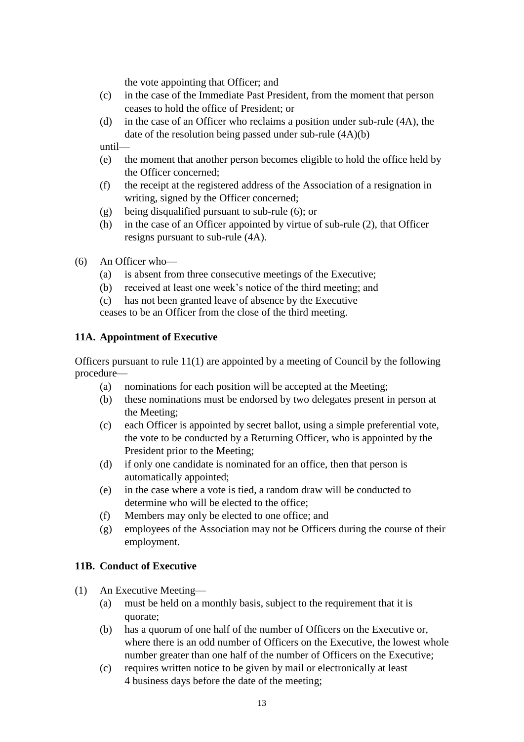the vote appointing that Officer; and

(c) in the case of the Immediate Past President, from the moment that person ceases to hold the office of President; or

(d) in the case of an Officer who reclaims a position under sub-rule (4A), the date of the resolution being passed under sub-rule (4A)(b)

until—

(e) the moment that another person becomes eligible to hold the office held by the Officer concerned;

(f) the receipt at the registered address of the Association of a resignation in writing, signed by the Officer concerned;

(g) being disqualified pursuant to sub-rule (6); or

(h) in the case of an Officer appointed by virtue of sub-rule (2), that Officer resigns pursuant to sub-rule (4A).

(6) An Officer who—

(a) is absent from three consecutive meetings of the Executive;

(b) received at least one week's notice of the third meeting; and

(c) has not been granted leave of absence by the Executive

ceases to be an Officer from the close of the third meeting.

**11A. Appointment of Executive**

Officers pursuant to rule 11(1) are appointed by a meeting of Council by the following procedure—

(a) nominations for each position will be accepted at the Meeting;

(b) these nominations must be endorsed by two delegates present in person at the Meeting;

(c) each Officer is appointed by secret ballot, using a simple preferential vote, the vote to be conducted by a Returning Officer, who is appointed by the President prior to the Meeting;

(d) if only one candidate is nominated for an office, then that person is automatically appointed;

(e) in the case where a vote is tied, a random draw will be conducted to determine who will be elected to the office;

(f) Members may only be elected to one office; and

(g) employees of the Association may not be Officers during the course of their employment.

**11B. Conduct of Executive**

(1) An Executive Meeting—

(a) must be held on a monthly basis, subject to the requirement that it is quorate;

(b) has a quorum of one half of the number of Officers on the Executive or, where there is an odd number of Officers on the Executive, the lowest whole number greater than one half of the number of Officers on the Executive;

(c) requires written notice to be given by mail or electronically at least 4 business days before the date of the meeting;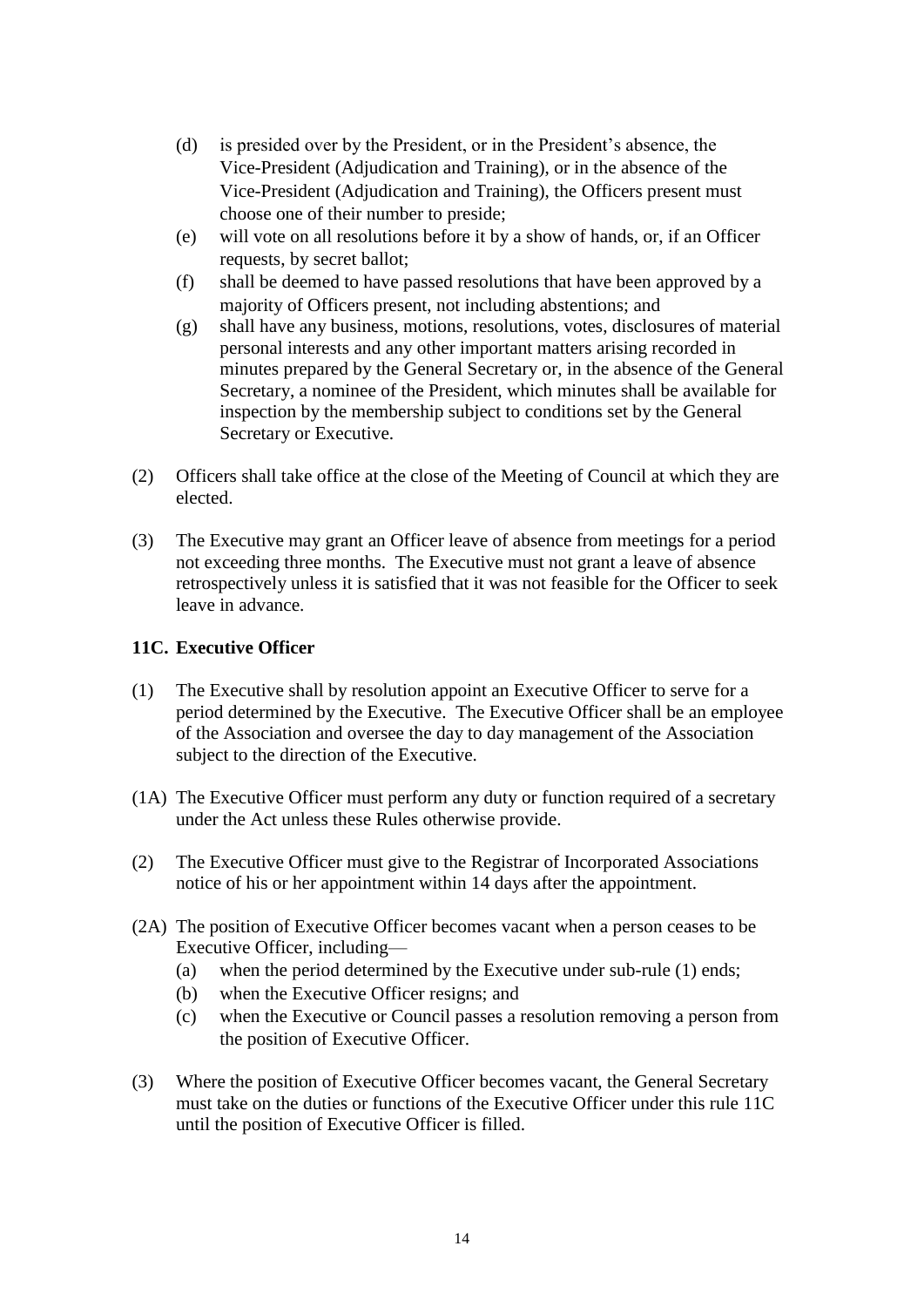(d) is presided over by the President, or in the President's absence, the Vice-President (Adjudication and Training), or in the absence of the Vice-President (Adjudication and Training), the Officers present must choose one of their number to preside;

(e) will vote on all resolutions before it by a show of hands, or, if an Officer requests, by secret ballot;

(f) shall be deemed to have passed resolutions that have been approved by a majority of Officers present, not including abstentions; and

(g) shall have any business, motions, resolutions, votes, disclosures of material personal interests and any other important matters arising recorded in minutes prepared by the General Secretary or, in the absence of the General Secretary, a nominee of the President, which minutes shall be available for inspection by the membership subject to conditions set by the General Secretary or Executive.

(2) Officers shall take office at the close of the Meeting of Council at which they are elected.

(3) The Executive may grant an Officer leave of absence from meetings for a period not exceeding three months. The Executive must not grant a leave of absence retrospectively unless it is satisfied that it was not feasible for the Officer to seek leave in advance.

### 11C. Executive Officer

(1) The Executive shall by resolution appoint an Executive Officer to serve for a period determined by the Executive. The Executive Officer shall be an employee of the Association and oversee the day to day management of the Association subject to the direction of the Executive.

(1A) The Executive Officer must perform any duty or function required of a secretary under the Act unless these Rules otherwise provide.

(2) The Executive Officer must give to the Registrar of Incorporated Associations notice of his or her appointment within 14 days after the appointment.

(2A) The position of Executive Officer becomes vacant when a person ceases to be Executive Officer, including—

(a) when the period determined by the Executive under sub-rule (1) ends;

(b) when the Executive Officer resigns; and

(c) when the Executive or Council passes a resolution removing a person from the position of Executive Officer.

(3) Where the position of Executive Officer becomes vacant, the General Secretary must take on the duties or functions of the Executive Officer under this rule 11C until the position of Executive Officer is filled.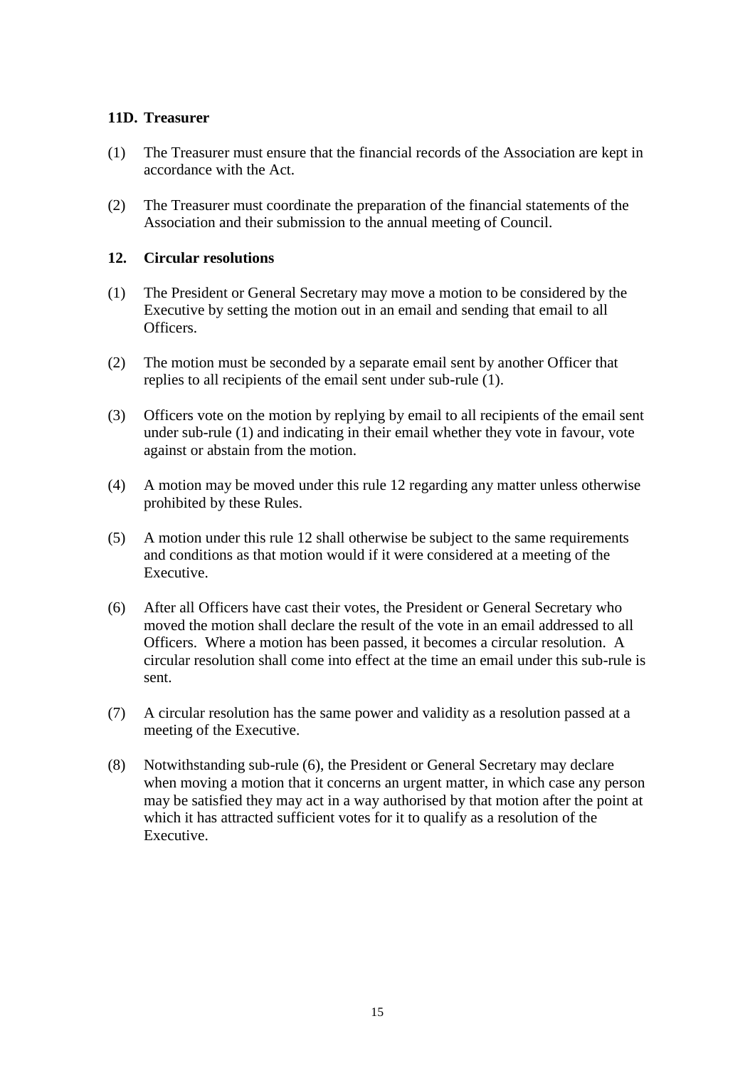### 11D. Treasurer

(1) The Treasurer must ensure that the financial records of the Association are kept in accordance with the Act.

(2) The Treasurer must coordinate the preparation of the financial statements of the Association and their submission to the annual meeting of Council.

### 12. Circular resolutions

(1) The President or General Secretary may move a motion to be considered by the Executive by setting the motion out in an email and sending that email to all Officers.

(2) The motion must be seconded by a separate email sent by another Officer that replies to all recipients of the email sent under sub-rule (1).

(3) Officers vote on the motion by replying by email to all recipients of the email sent under sub-rule (1) and indicating in their email whether they vote in favour, vote against or abstain from the motion.

(4) A motion may be moved under this rule 12 regarding any matter unless otherwise prohibited by these Rules.

(5) A motion under this rule 12 shall otherwise be subject to the same requirements and conditions as that motion would if it were considered at a meeting of the Executive.

(6) After all Officers have cast their votes, the President or General Secretary who moved the motion shall declare the result of the vote in an email addressed to all Officers. Where a motion has been passed, it becomes a circular resolution. A circular resolution shall come into effect at the time an email under this sub-rule is sent.

(7) A circular resolution has the same power and validity as a resolution passed at a meeting of the Executive.

(8) Notwithstanding sub-rule (6), the President or General Secretary may declare when moving a motion that it concerns an urgent matter, in which case any person may be satisfied they may act in a way authorised by that motion after the point at which it has attracted sufficient votes for it to qualify as a resolution of the Executive.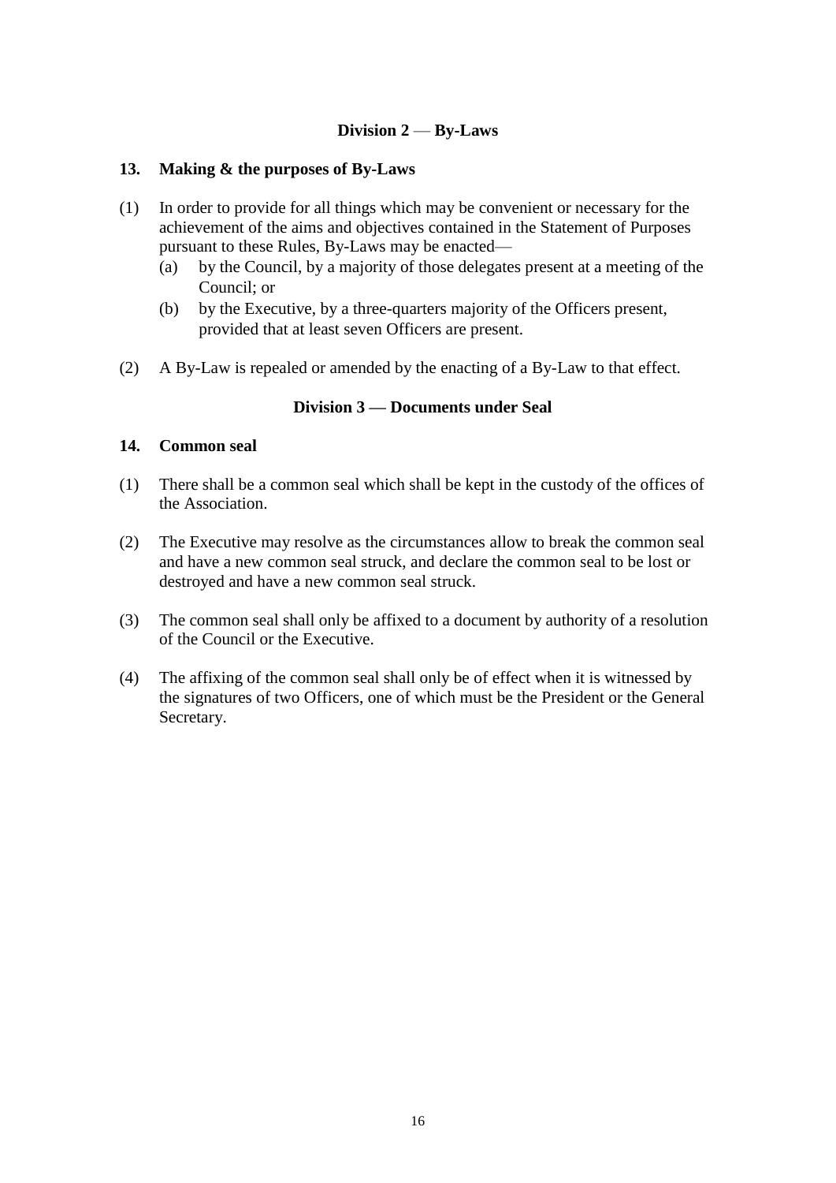## Division 2 — By-Laws

### 13. Making & the purposes of By-Laws

(1) In order to provide for all things which may be convenient or necessary for the achievement of the aims and objectives contained in the Statement of Purposes pursuant to these Rules, By-Laws may be enacted—

(a) by the Council, by a majority of those delegates present at a meeting of the Council; or

(b) by the Executive, by a three-quarters majority of the Officers present, provided that at least seven Officers are present.

(2) A By-Law is repealed or amended by the enacting of a By-Law to that effect.

## Division 3 — Documents under Seal

### 14. Common seal

(1) There shall be a common seal which shall be kept in the custody of the offices of the Association.

(2) The Executive may resolve as the circumstances allow to break the common seal and have a new common seal struck, and declare the common seal to be lost or destroyed and have a new common seal struck.

(3) The common seal shall only be affixed to a document by authority of a resolution of the Council or the Executive.

(4) The affixing of the common seal shall only be of effect when it is witnessed by the signatures of two Officers, one of which must be the President or the General Secretary.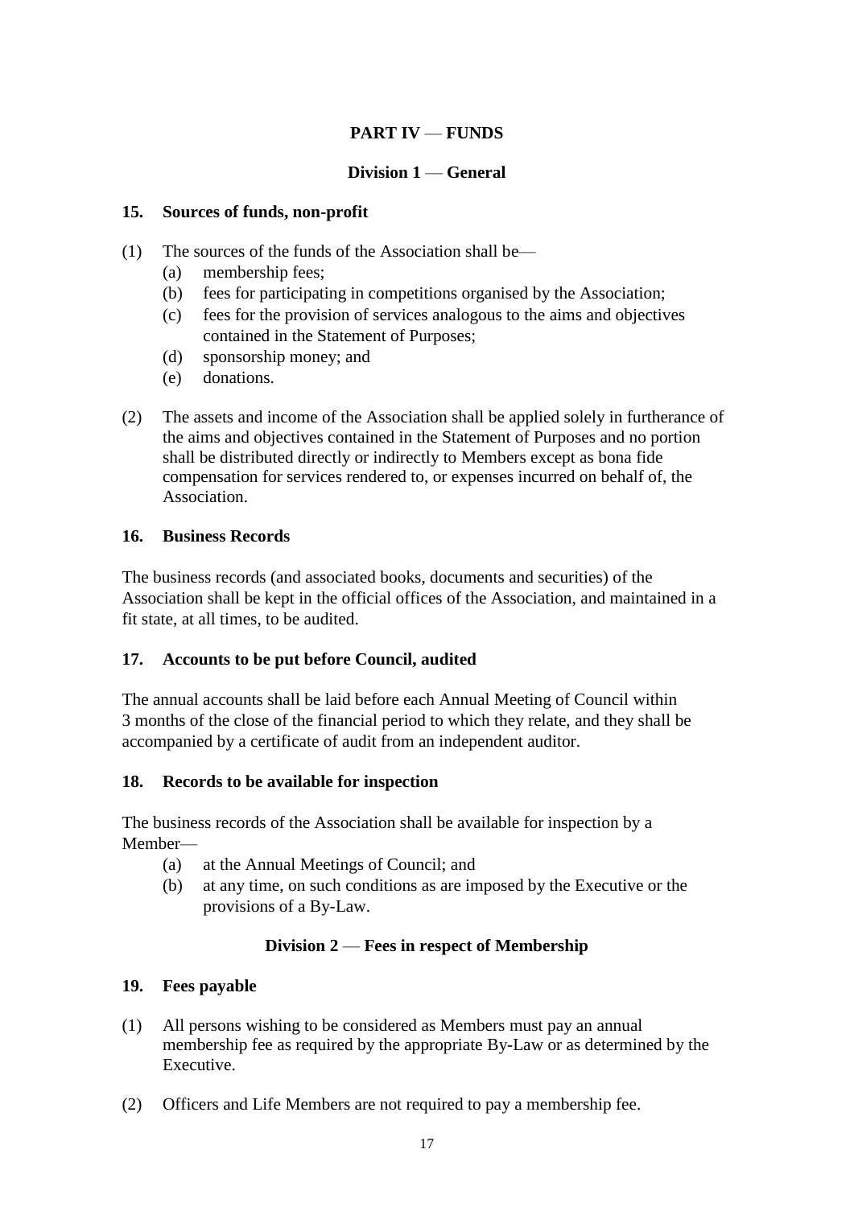## PART IV — FUNDS

### Division 1 — General

**15. Sources of funds, non-profit**

(1) The sources of the funds of the Association shall be—
   (a) membership fees;
   (b) fees for participating in competitions organised by the Association;
   (c) fees for the provision of services analogous to the aims and objectives contained in the Statement of Purposes;
   (d) sponsorship money; and
   (e) donations.

(2) The assets and income of the Association shall be applied solely in furtherance of the aims and objectives contained in the Statement of Purposes and no portion shall be distributed directly or indirectly to Members except as bona fide compensation for services rendered to, or expenses incurred on behalf of, the Association.

**16. Business Records**

The business records (and associated books, documents and securities) of the Association shall be kept in the official offices of the Association, and maintained in a fit state, at all times, to be audited.

**17. Accounts to be put before Council, audited**

The annual accounts shall be laid before each Annual Meeting of Council within 3 months of the close of the financial period to which they relate, and they shall be accompanied by a certificate of audit from an independent auditor.

**18. Records to be available for inspection**

The business records of the Association shall be available for inspection by a Member—
   (a) at the Annual Meetings of Council; and
   (b) at any time, on such conditions as are imposed by the Executive or the provisions of a By-Law.

### Division 2 — Fees in respect of Membership

**19. Fees payable**

(1) All persons wishing to be considered as Members must pay an annual membership fee as required by the appropriate By-Law or as determined by the Executive.

(2) Officers and Life Members are not required to pay a membership fee.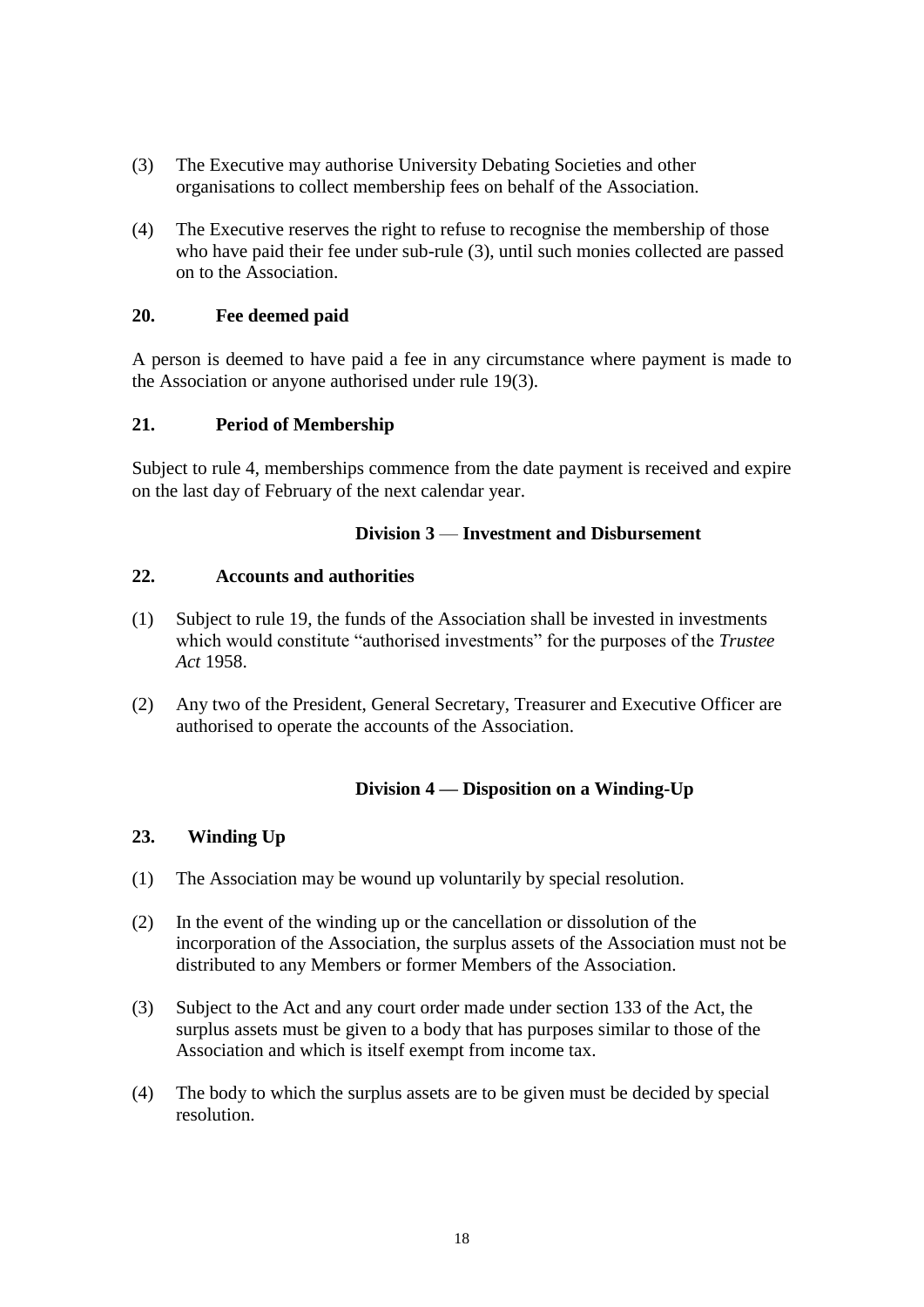(3) The Executive may authorise University Debating Societies and other organisations to collect membership fees on behalf of the Association.

(4) The Executive reserves the right to refuse to recognise the membership of those who have paid their fee under sub-rule (3), until such monies collected are passed on to the Association.

### 20. Fee deemed paid

A person is deemed to have paid a fee in any circumstance where payment is made to the Association or anyone authorised under rule 19(3).

### 21. Period of Membership

Subject to rule 4, memberships commence from the date payment is received and expire on the last day of February of the next calendar year.

## Division 3 — Investment and Disbursement

### 22. Accounts and authorities

(1) Subject to rule 19, the funds of the Association shall be invested in investments which would constitute "authorised investments" for the purposes of the *Trustee Act* 1958.

(2) Any two of the President, General Secretary, Treasurer and Executive Officer are authorised to operate the accounts of the Association.

## Division 4 — Disposition on a Winding-Up

### 23. Winding Up

(1) The Association may be wound up voluntarily by special resolution.

(2) In the event of the winding up or the cancellation or dissolution of the incorporation of the Association, the surplus assets of the Association must not be distributed to any Members or former Members of the Association.

(3) Subject to the Act and any court order made under section 133 of the Act, the surplus assets must be given to a body that has purposes similar to those of the Association and which is itself exempt from income tax.

(4) The body to which the surplus assets are to be given must be decided by special resolution.